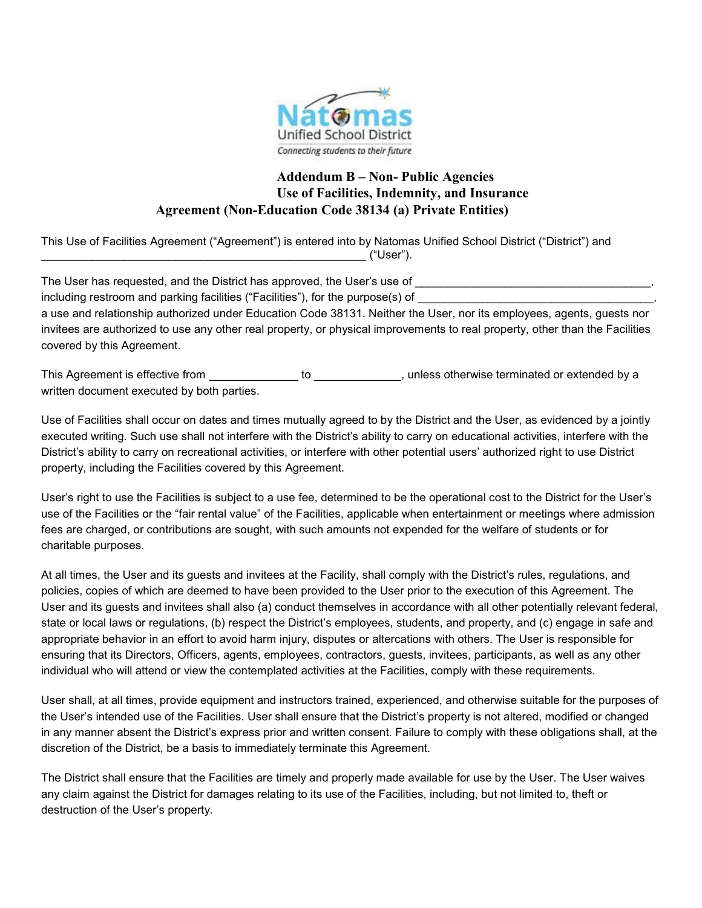**Addendum B – Non- Public Agencies**
**Use of Facilities, Indemnity, and Insurance**
**Agreement (Non-Education Code 38134 (a) Private Entities)**

This Use of Facilities Agreement ("Agreement") is entered into by Natomas Unified School District ("District") and _____________________________________________________ ("User").

The User has requested, and the District has approved, the User's use of _____________________________________, including restroom and parking facilities ("Facilities"), for the purpose(s) of _____________________________________, a use and relationship authorized under Education Code 38131. Neither the User, nor its employees, agents, guests nor invitees are authorized to use any other real property, or physical improvements to real property, other than the Facilities covered by this Agreement.

This Agreement is effective from ______________ to ______________, unless otherwise terminated or extended by a written document executed by both parties.

Use of Facilities shall occur on dates and times mutually agreed to by the District and the User, as evidenced by a jointly executed writing. Such use shall not interfere with the District's ability to carry on educational activities, interfere with the District's ability to carry on recreational activities, or interfere with other potential users' authorized right to use District property, including the Facilities covered by this Agreement.

User's right to use the Facilities is subject to a use fee, determined to be the operational cost to the District for the User's use of the Facilities or the "fair rental value" of the Facilities, applicable when entertainment or meetings where admission fees are charged, or contributions are sought, with such amounts not expended for the welfare of students or for charitable purposes.

At all times, the User and its guests and invitees at the Facility, shall comply with the District's rules, regulations, and policies, copies of which are deemed to have been provided to the User prior to the execution of this Agreement. The User and its guests and invitees shall also (a) conduct themselves in accordance with all other potentially relevant federal, state or local laws or regulations, (b) respect the District's employees, students, and property, and (c) engage in safe and appropriate behavior in an effort to avoid harm injury, disputes or altercations with others. The User is responsible for ensuring that its Directors, Officers, agents, employees, contractors, guests, invitees, participants, as well as any other individual who will attend or view the contemplated activities at the Facilities, comply with these requirements.

User shall, at all times, provide equipment and instructors trained, experienced, and otherwise suitable for the purposes of the User's intended use of the Facilities. User shall ensure that the District's property is not altered, modified or changed in any manner absent the District's express prior and written consent. Failure to comply with these obligations shall, at the discretion of the District, be a basis to immediately terminate this Agreement.

The District shall ensure that the Facilities are timely and properly made available for use by the User. The User waives any claim against the District for damages relating to its use of the Facilities, including, but not limited to, theft or destruction of the User's property.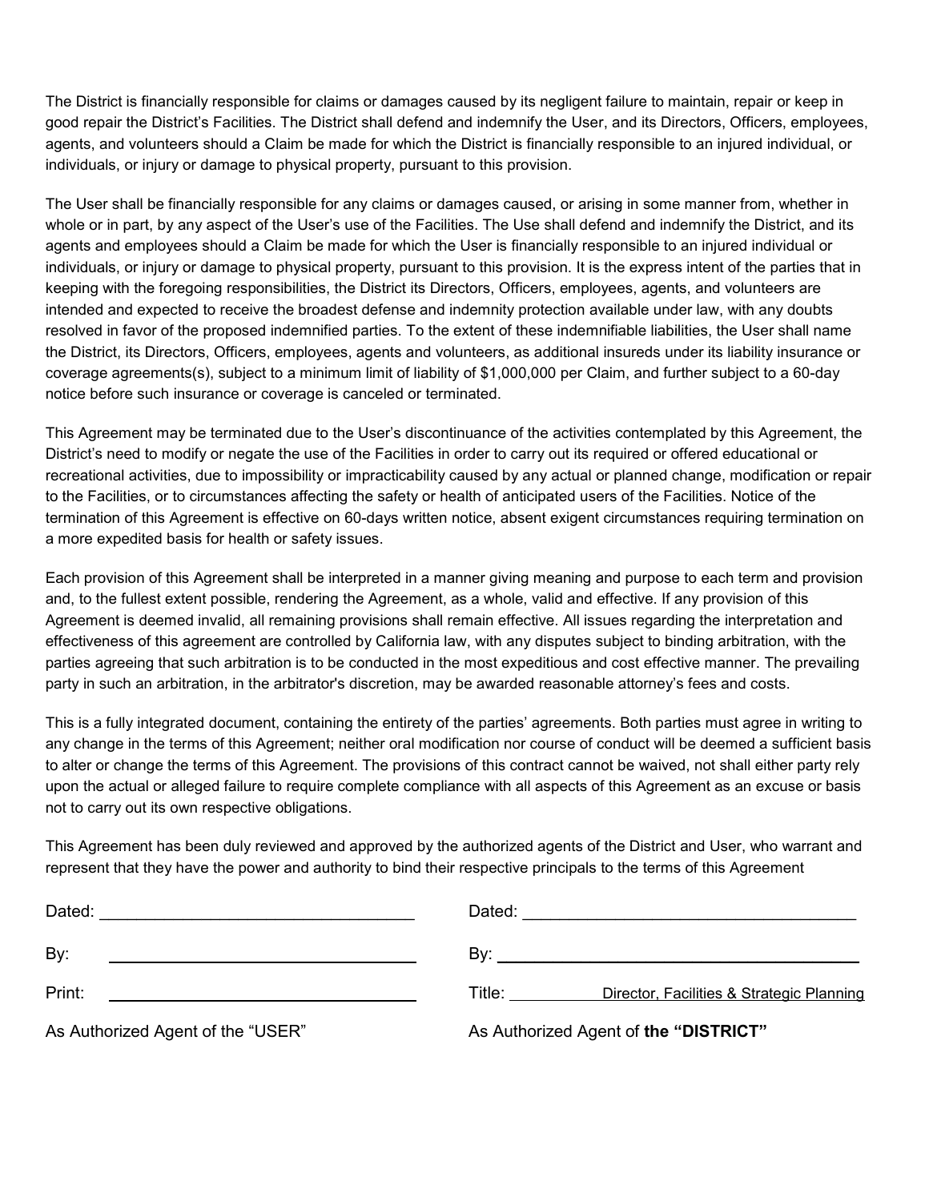The District is financially responsible for claims or damages caused by its negligent failure to maintain, repair or keep in good repair the District's Facilities. The District shall defend and indemnify the User, and its Directors, Officers, employees, agents, and volunteers should a Claim be made for which the District is financially responsible to an injured individual, or individuals, or injury or damage to physical property, pursuant to this provision.

The User shall be financially responsible for any claims or damages caused, or arising in some manner from, whether in whole or in part, by any aspect of the User's use of the Facilities. The Use shall defend and indemnify the District, and its agents and employees should a Claim be made for which the User is financially responsible to an injured individual or individuals, or injury or damage to physical property, pursuant to this provision. It is the express intent of the parties that in keeping with the foregoing responsibilities, the District its Directors, Officers, employees, agents, and volunteers are intended and expected to receive the broadest defense and indemnity protection available under law, with any doubts resolved in favor of the proposed indemnified parties. To the extent of these indemnifiable liabilities, the User shall name the District, its Directors, Officers, employees, agents and volunteers, as additional insureds under its liability insurance or coverage agreements(s), subject to a minimum limit of liability of $1,000,000 per Claim, and further subject to a 60-day notice before such insurance or coverage is canceled or terminated.

This Agreement may be terminated due to the User's discontinuance of the activities contemplated by this Agreement, the District's need to modify or negate the use of the Facilities in order to carry out its required or offered educational or recreational activities, due to impossibility or impracticability caused by any actual or planned change, modification or repair to the Facilities, or to circumstances affecting the safety or health of anticipated users of the Facilities. Notice of the termination of this Agreement is effective on 60-days written notice, absent exigent circumstances requiring termination on a more expedited basis for health or safety issues.

Each provision of this Agreement shall be interpreted in a manner giving meaning and purpose to each term and provision and, to the fullest extent possible, rendering the Agreement, as a whole, valid and effective. If any provision of this Agreement is deemed invalid, all remaining provisions shall remain effective. All issues regarding the interpretation and effectiveness of this agreement are controlled by California law, with any disputes subject to binding arbitration, with the parties agreeing that such arbitration is to be conducted in the most expeditious and cost effective manner. The prevailing party in such an arbitration, in the arbitrator's discretion, may be awarded reasonable attorney's fees and costs.

This is a fully integrated document, containing the entirety of the parties' agreements. Both parties must agree in writing to any change in the terms of this Agreement; neither oral modification nor course of conduct will be deemed a sufficient basis to alter or change the terms of this Agreement. The provisions of this contract cannot be waived, not shall either party rely upon the actual or alleged failure to require complete compliance with all aspects of this Agreement as an excuse or basis not to carry out its own respective obligations.

This Agreement has been duly reviewed and approved by the authorized agents of the District and User, who warrant and represent that they have the power and authority to bind their respective principals to the terms of this Agreement

| | |
|---|---|
| Dated: ______________________ | Dated: ______________________ |
| By: ______________________ | By: ______________________ |
| Print: ______________________ | Title: Director, Facilities & Strategic Planning |
| As Authorized Agent of the "USER" | As Authorized Agent of **the "DISTRICT"** |